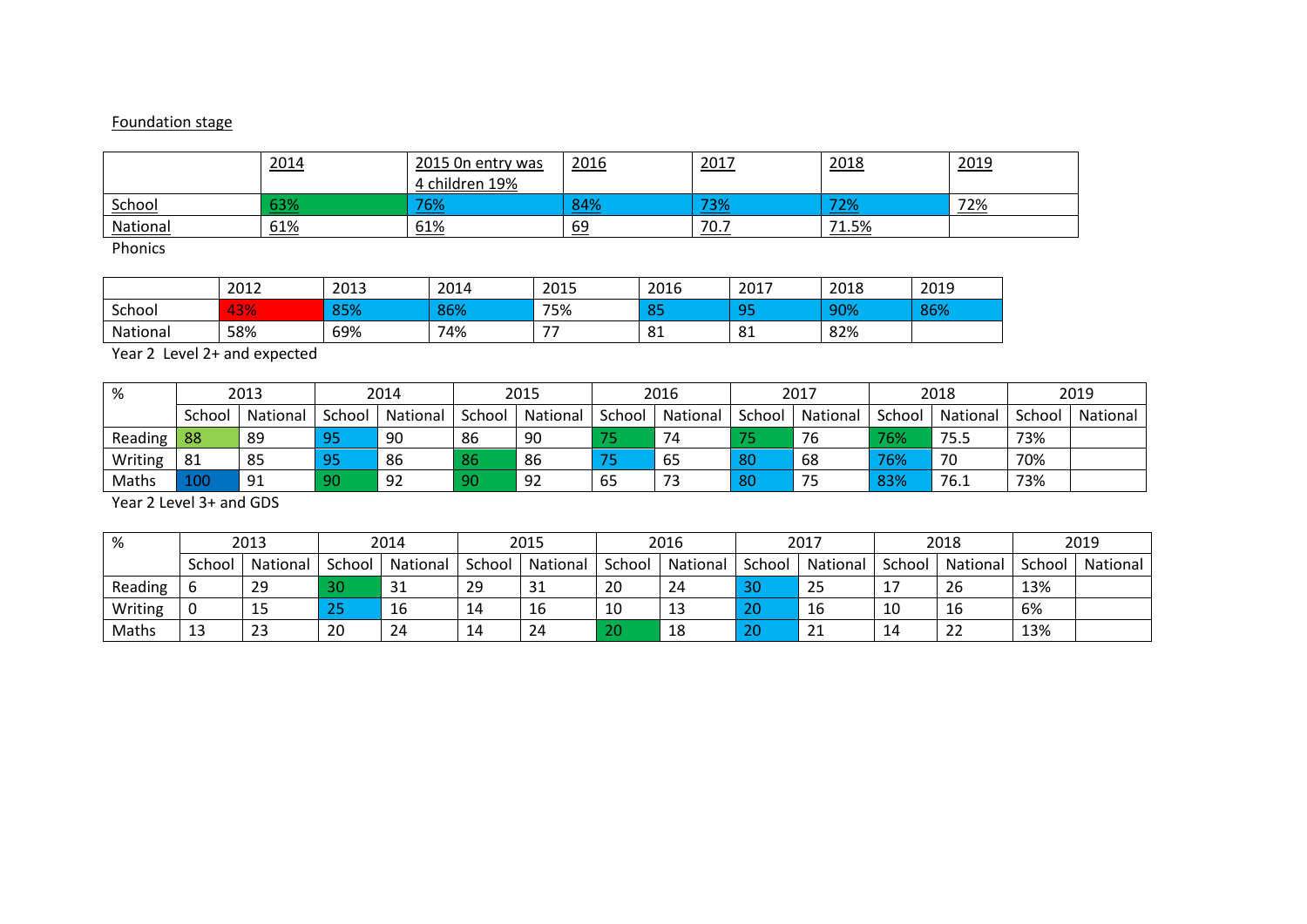Foundation stage

| | 2014 | 2015 On entry was 4 children 19% | 2016 | 2017 | 2018 | 2019 |
|---|---|---|---|---|---|---|
| School | 63% | 76% | 84% | 73% | 72% | 72% |
| National | 61% | 61% | 69 | 70.7 | 71.5% | |

Phonics

| | 2012 | 2013 | 2014 | 2015 | 2016 | 2017 | 2018 | 2019 |
|---|---|---|---|---|---|---|---|---|
| School | 43% | 85% | 86% | 75% | 85 | 95 | 90% | 86% |
| National | 58% | 69% | 74% | 77 | 81 | 81 | 82% | |

Year 2 Level 2+ and expected

| % | 2013 | | 2014 | | 2015 | | 2016 | | 2017 | | 2018 | | 2019 | |
|---|---|---|---|---|---|---|---|---|---|---|---|---|---|---|
| | School | National | School | National | School | National | School | National | School | National | School | National | School | National |
| Reading | 88 | 89 | 95 | 90 | 86 | 90 | 75 | 74 | 75 | 76 | 76% | 75.5 | 73% | |
| Writing | 81 | 85 | 95 | 86 | 86 | 86 | 75 | 65 | 80 | 68 | 76% | 70 | 70% | |
| Maths | 100 | 91 | 90 | 92 | 90 | 92 | 65 | 73 | 80 | 75 | 83% | 76.1 | 73% | |

Year 2 Level 3+ and GDS

| % | 2013 | | 2014 | | 2015 | | 2016 | | 2017 | | 2018 | | 2019 | |
|---|---|---|---|---|---|---|---|---|---|---|---|---|---|---|
| | School | National | School | National | School | National | School | National | School | National | School | National | School | National |
| Reading | 6 | 29 | 30 | 31 | 29 | 31 | 20 | 24 | 30 | 25 | 17 | 26 | 13% | |
| Writing | 0 | 15 | 25 | 16 | 14 | 16 | 10 | 13 | 20 | 16 | 10 | 16 | 6% | |
| Maths | 13 | 23 | 20 | 24 | 14 | 24 | 20 | 18 | 20 | 21 | 14 | 22 | 13% | |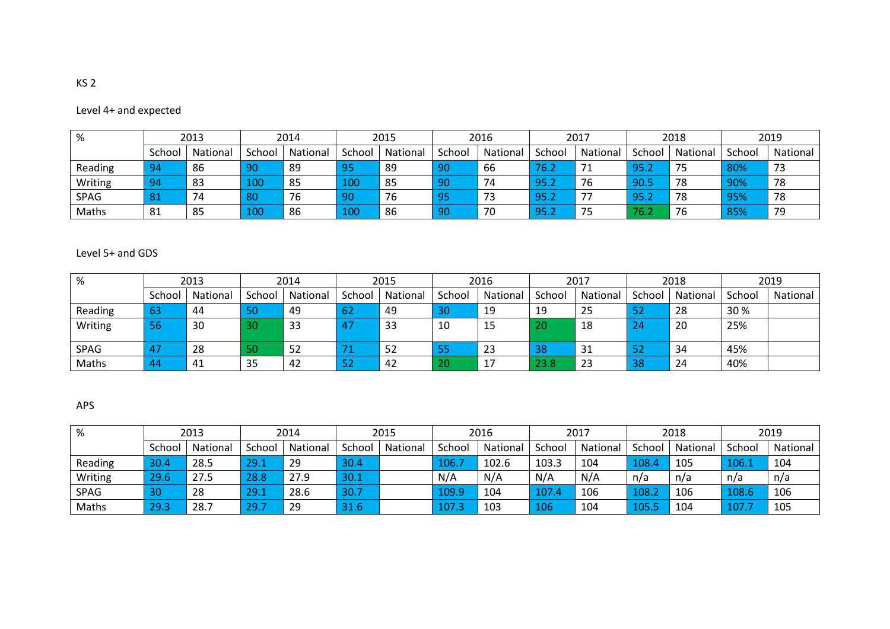KS 2

Level 4+ and expected

| % | 2013 | | 2014 | | 2015 | | 2016 | | 2017 | | 2018 | | 2019 | |
|---|---|---|---|---|---|---|---|---|---|---|---|---|---|---|
| | School | National | School | National | School | National | School | National | School | National | School | National | School | National |
| Reading | 94 | 86 | 90 | 89 | 95 | 89 | 90 | 66 | 76.2 | 71 | 95.2 | 75 | 80% | 73 |
| Writing | 94 | 83 | 100 | 85 | 100 | 85 | 90 | 74 | 95.2 | 76 | 90.5 | 78 | 90% | 78 |
| SPAG | 81 | 74 | 80 | 76 | 90 | 76 | 95 | 73 | 95.2 | 77 | 95.2 | 78 | 95% | 78 |
| Maths | 81 | 85 | 100 | 86 | 100 | 86 | 90 | 70 | 95.2 | 75 | 76.2 | 76 | 85% | 79 |

Level 5+ and GDS

| % | 2013 | | 2014 | | 2015 | | 2016 | | 2017 | | 2018 | | 2019 | |
|---|---|---|---|---|---|---|---|---|---|---|---|---|---|---|
| | School | National | School | National | School | National | School | National | School | National | School | National | School | National |
| Reading | 63 | 44 | 50 | 49 | 62 | 49 | 30 | 19 | 19 | 25 | 52 | 28 | 30 % | |
| Writing | 56 | 30 | 30 | 33 | 47 | 33 | 10 | 15 | 20 | 18 | 24 | 20 | 25% | |
| SPAG | 47 | 28 | 50 | 52 | 71 | 52 | 55 | 23 | 38 | 31 | 52 | 34 | 45% | |
| Maths | 44 | 41 | 35 | 42 | 52 | 42 | 20 | 17 | 23.8 | 23 | 38 | 24 | 40% | |

APS

| % | 2013 | | 2014 | | 2015 | | 2016 | | 2017 | | 2018 | | 2019 | |
|---|---|---|---|---|---|---|---|---|---|---|---|---|---|---|
| | School | National | School | National | School | National | School | National | School | National | School | National | School | National |
| Reading | 30.4 | 28.5 | 29.1 | 29 | 30.4 | | 106.7 | 102.6 | 103.3 | 104 | 108.4 | 105 | 106.1 | 104 |
| Writing | 29.6 | 27.5 | 28.8 | 27.9 | 30.1 | | N/A | N/A | N/A | N/A | n/a | n/a | n/a | n/a |
| SPAG | 30 | 28 | 29.1 | 28.6 | 30.7 | | 109.9 | 104 | 107.4 | 106 | 108.2 | 106 | 108.6 | 106 |
| Maths | 29.3 | 28.7 | 29.7 | 29 | 31.6 | | 107.3 | 103 | 106 | 104 | 105.5 | 104 | 107.7 | 105 |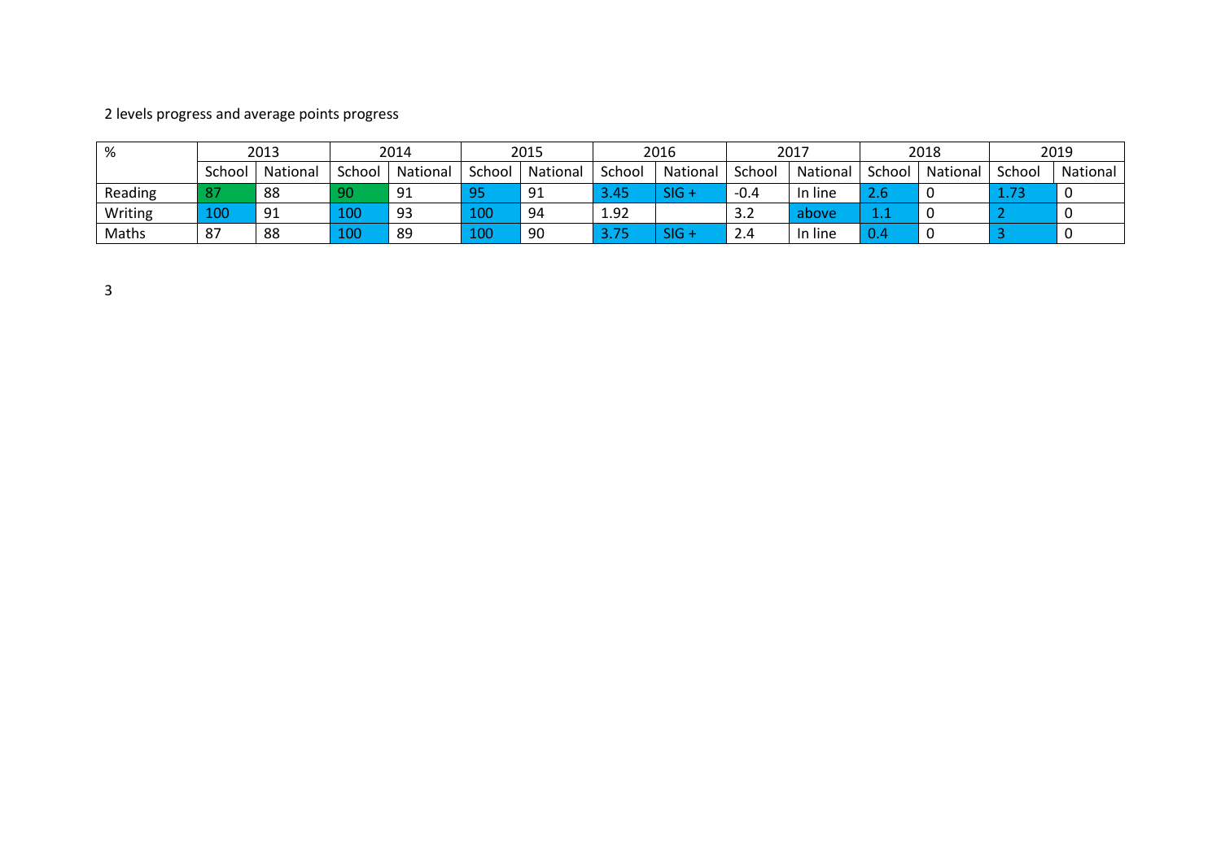2 levels progress and average points progress

| % | 2013 | | 2014 | | 2015 | | 2016 | | 2017 | | 2018 | | 2019 | |
|---|---|---|---|---|---|---|---|---|---|---|---|---|---|---|
| | School | National | School | National | School | National | School | National | School | National | School | National | School | National |
| Reading | 87 | 88 | 90 | 91 | 95 | 91 | 3.45 | SIG + | -0.4 | In line | 2.6 | 0 | 1.73 | 0 |
| Writing | 100 | 91 | 100 | 93 | 100 | 94 | 1.92 | | 3.2 | above | 1.1 | 0 | 2 | 0 |
| Maths | 87 | 88 | 100 | 89 | 100 | 90 | 3.75 | SIG + | 2.4 | In line | 0.4 | 0 | 3 | 0 |